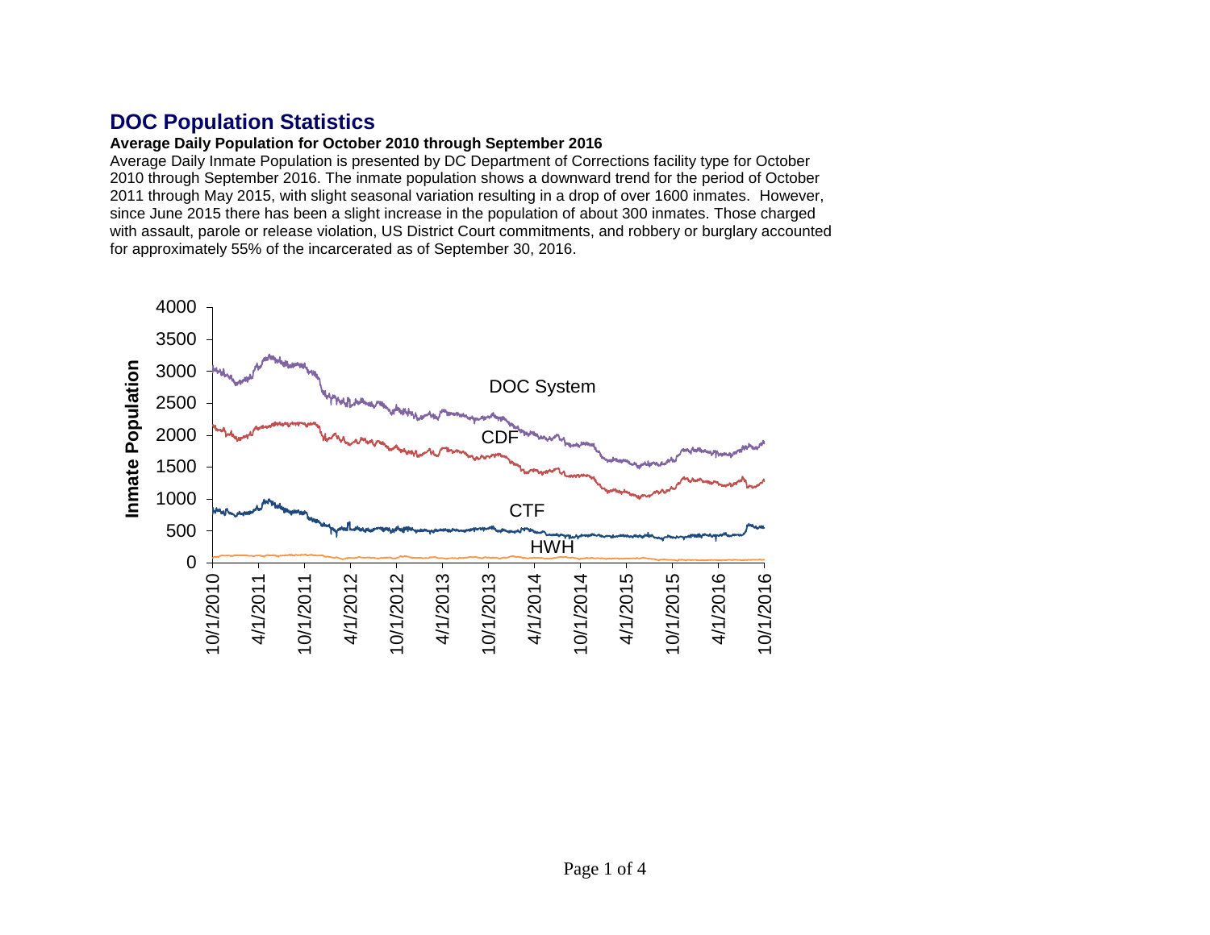# DOC Population Statistics

**Average Daily Population for October 2010 through September 2016**

Average Daily Inmate Population is presented by DC Department of Corrections facility type for October 2010 through September 2016. The inmate population shows a downward trend for the period of October 2011 through May 2015, with slight seasonal variation resulting in a drop of over 1600 inmates. However, since June 2015 there has been a slight increase in the population of about 300 inmates. Those charged with assault, parole or release violation, US District Court commitments, and robbery or burglary accounted for approximately 55% of the incarcerated as of September 30, 2016.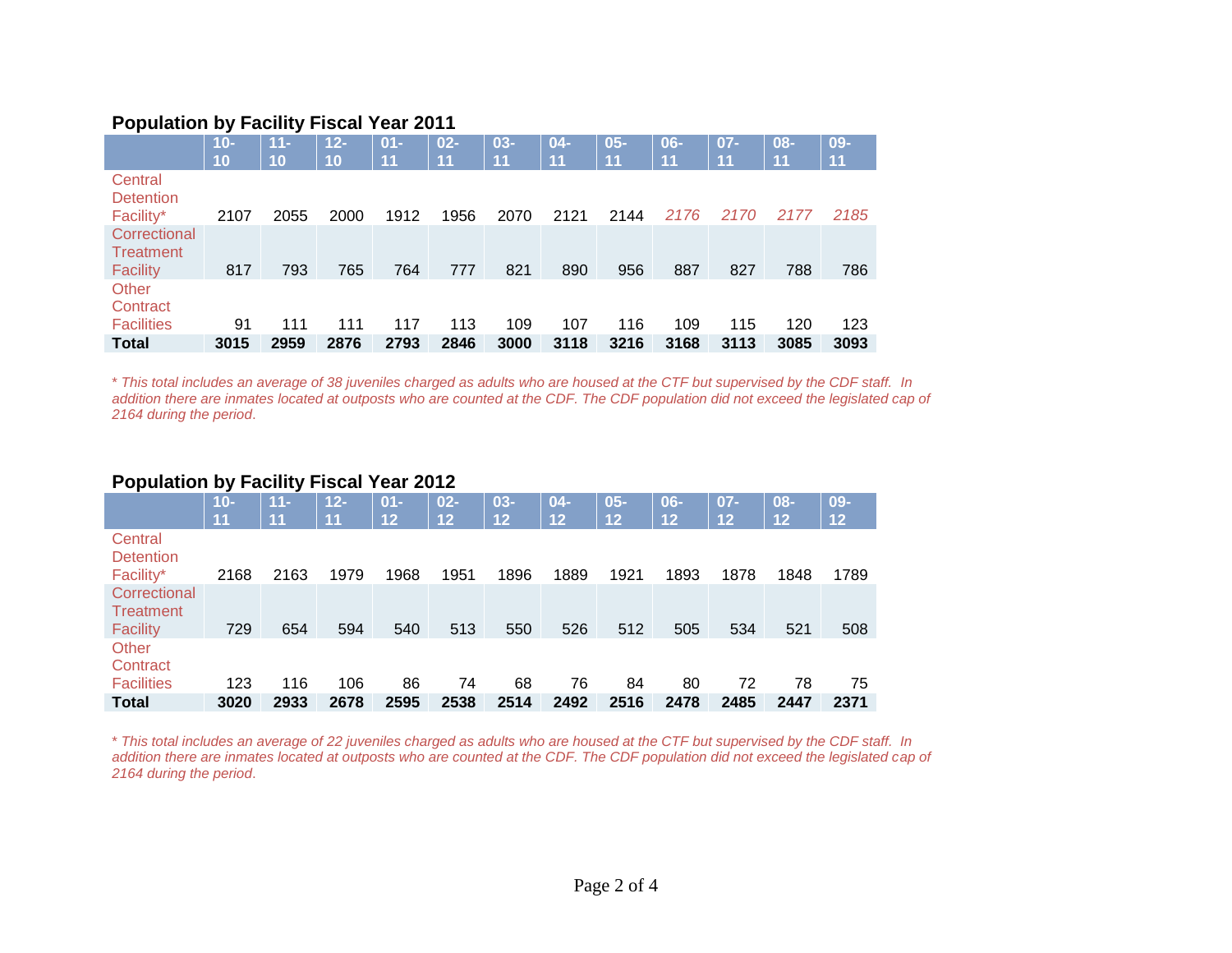### Population by Facility Fiscal Year 2011

| | 10-10 | 11-10 | 12-10 | 01-11 | 02-11 | 03-11 | 04-11 | 05-11 | 06-11 | 07-11 | 08-11 | 09-11 |
|---|---|---|---|---|---|---|---|---|---|---|---|---|
| Central Detention Facility* | 2107 | 2055 | 2000 | 1912 | 1956 | 2070 | 2121 | 2144 | *2176* | *2170* | *2177* | *2185* |
| Correctional Treatment Facility | 817 | 793 | 765 | 764 | 777 | 821 | 890 | 956 | 887 | 827 | 788 | 786 |
| Other Contract Facilities | 91 | 111 | 111 | 117 | 113 | 109 | 107 | 116 | 109 | 115 | 120 | 123 |
| **Total** | **3015** | **2959** | **2876** | **2793** | **2846** | **3000** | **3118** | **3216** | **3168** | **3113** | **3085** | **3093** |

*\* This total includes an average of 38 juveniles charged as adults who are housed at the CTF but supervised by the CDF staff. In addition there are inmates located at outposts who are counted at the CDF. The CDF population did not exceed the legislated cap of 2164 during the period.*

### Population by Facility Fiscal Year 2012

| | 10-11 | 11-11 | 12-11 | 01-12 | 02-12 | 03-12 | 04-12 | 05-12 | 06-12 | 07-12 | 08-12 | 09-12 |
|---|---|---|---|---|---|---|---|---|---|---|---|---|
| Central Detention Facility* | 2168 | 2163 | 1979 | 1968 | 1951 | 1896 | 1889 | 1921 | 1893 | 1878 | 1848 | 1789 |
| Correctional Treatment Facility | 729 | 654 | 594 | 540 | 513 | 550 | 526 | 512 | 505 | 534 | 521 | 508 |
| Other Contract Facilities | 123 | 116 | 106 | 86 | 74 | 68 | 76 | 84 | 80 | 72 | 78 | 75 |
| **Total** | **3020** | **2933** | **2678** | **2595** | **2538** | **2514** | **2492** | **2516** | **2478** | **2485** | **2447** | **2371** |

*\* This total includes an average of 22 juveniles charged as adults who are housed at the CTF but supervised by the CDF staff. In addition there are inmates located at outposts who are counted at the CDF. The CDF population did not exceed the legislated cap of 2164 during the period.*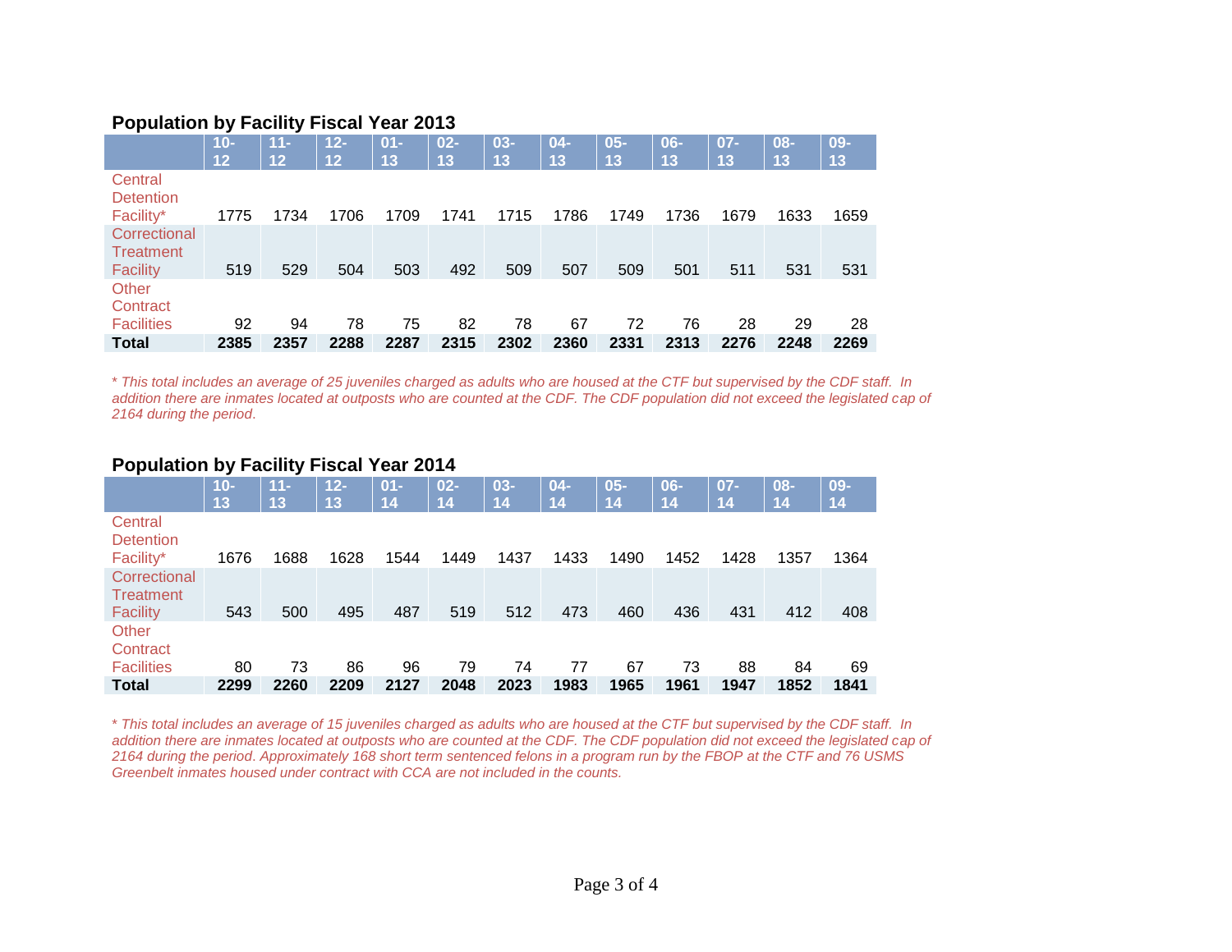## Population by Facility Fiscal Year 2013

| | 10-12 | 11-12 | 12-12 | 01-13 | 02-13 | 03-13 | 04-13 | 05-13 | 06-13 | 07-13 | 08-13 | 09-13 |
|---|---|---|---|---|---|---|---|---|---|---|---|---|
| Central Detention Facility* | 1775 | 1734 | 1706 | 1709 | 1741 | 1715 | 1786 | 1749 | 1736 | 1679 | 1633 | 1659 |
| Correctional Treatment Facility | 519 | 529 | 504 | 503 | 492 | 509 | 507 | 509 | 501 | 511 | 531 | 531 |
| Other Contract Facilities | 92 | 94 | 78 | 75 | 82 | 78 | 67 | 72 | 76 | 28 | 29 | 28 |
| **Total** | **2385** | **2357** | **2288** | **2287** | **2315** | **2302** | **2360** | **2331** | **2313** | **2276** | **2248** | **2269** |

*\* This total includes an average of 25 juveniles charged as adults who are housed at the CTF but supervised by the CDF staff. In addition there are inmates located at outposts who are counted at the CDF. The CDF population did not exceed the legislated cap of 2164 during the period.*

## Population by Facility Fiscal Year 2014

| | 10-13 | 11-13 | 12-13 | 01-14 | 02-14 | 03-14 | 04-14 | 05-14 | 06-14 | 07-14 | 08-14 | 09-14 |
|---|---|---|---|---|---|---|---|---|---|---|---|---|
| Central Detention Facility* | 1676 | 1688 | 1628 | 1544 | 1449 | 1437 | 1433 | 1490 | 1452 | 1428 | 1357 | 1364 |
| Correctional Treatment Facility | 543 | 500 | 495 | 487 | 519 | 512 | 473 | 460 | 436 | 431 | 412 | 408 |
| Other Contract Facilities | 80 | 73 | 86 | 96 | 79 | 74 | 77 | 67 | 73 | 88 | 84 | 69 |
| **Total** | **2299** | **2260** | **2209** | **2127** | **2048** | **2023** | **1983** | **1965** | **1961** | **1947** | **1852** | **1841** |

*\* This total includes an average of 15 juveniles charged as adults who are housed at the CTF but supervised by the CDF staff. In addition there are inmates located at outposts who are counted at the CDF. The CDF population did not exceed the legislated cap of 2164 during the period. Approximately 168 short term sentenced felons in a program run by the FBOP at the CTF and 76 USMS Greenbelt inmates housed under contract with CCA are not included in the counts.*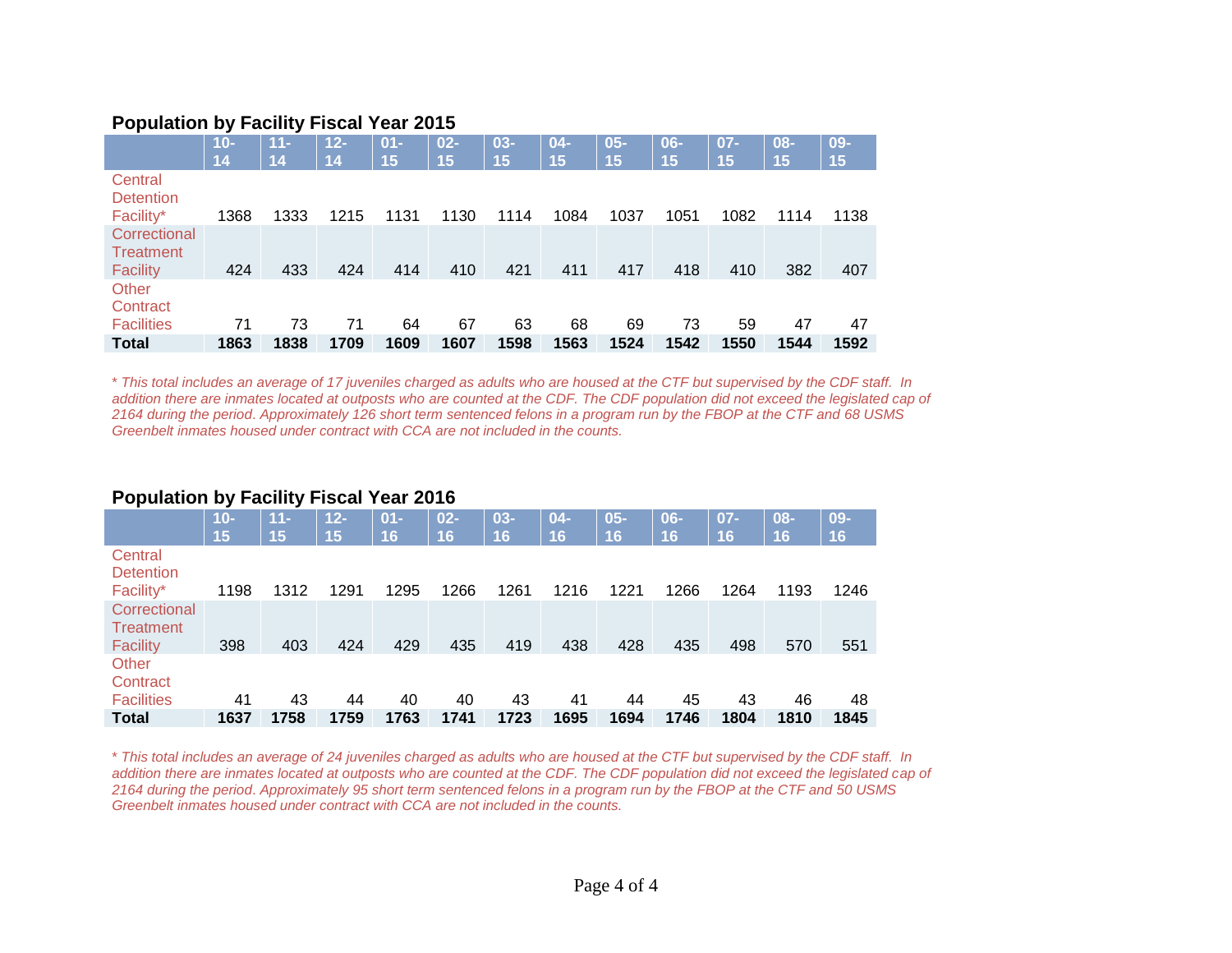## Population by Facility Fiscal Year 2015

| | 10-14 | 11-14 | 12-14 | 01-15 | 02-15 | 03-15 | 04-15 | 05-15 | 06-15 | 07-15 | 08-15 | 09-15 |
|---|---|---|---|---|---|---|---|---|---|---|---|---|
| Central Detention Facility* | 1368 | 1333 | 1215 | 1131 | 1130 | 1114 | 1084 | 1037 | 1051 | 1082 | 1114 | 1138 |
| Correctional Treatment Facility | 424 | 433 | 424 | 414 | 410 | 421 | 411 | 417 | 418 | 410 | 382 | 407 |
| Other Contract Facilities | 71 | 73 | 71 | 64 | 67 | 63 | 68 | 69 | 73 | 59 | 47 | 47 |
| **Total** | **1863** | **1838** | **1709** | **1609** | **1607** | **1598** | **1563** | **1524** | **1542** | **1550** | **1544** | **1592** |

*\* This total includes an average of 17 juveniles charged as adults who are housed at the CTF but supervised by the CDF staff. In addition there are inmates located at outposts who are counted at the CDF. The CDF population did not exceed the legislated cap of 2164 during the period. Approximately 126 short term sentenced felons in a program run by the FBOP at the CTF and 68 USMS Greenbelt inmates housed under contract with CCA are not included in the counts.*

## Population by Facility Fiscal Year 2016

| | 10-15 | 11-15 | 12-15 | 01-16 | 02-16 | 03-16 | 04-16 | 05-16 | 06-16 | 07-16 | 08-16 | 09-16 |
|---|---|---|---|---|---|---|---|---|---|---|---|---|
| Central Detention Facility* | 1198 | 1312 | 1291 | 1295 | 1266 | 1261 | 1216 | 1221 | 1266 | 1264 | 1193 | 1246 |
| Correctional Treatment Facility | 398 | 403 | 424 | 429 | 435 | 419 | 438 | 428 | 435 | 498 | 570 | 551 |
| Other Contract Facilities | 41 | 43 | 44 | 40 | 40 | 43 | 41 | 44 | 45 | 43 | 46 | 48 |
| **Total** | **1637** | **1758** | **1759** | **1763** | **1741** | **1723** | **1695** | **1694** | **1746** | **1804** | **1810** | **1845** |

*\* This total includes an average of 24 juveniles charged as adults who are housed at the CTF but supervised by the CDF staff. In addition there are inmates located at outposts who are counted at the CDF. The CDF population did not exceed the legislated cap of 2164 during the period. Approximately 95 short term sentenced felons in a program run by the FBOP at the CTF and 50 USMS Greenbelt inmates housed under contract with CCA are not included in the counts.*